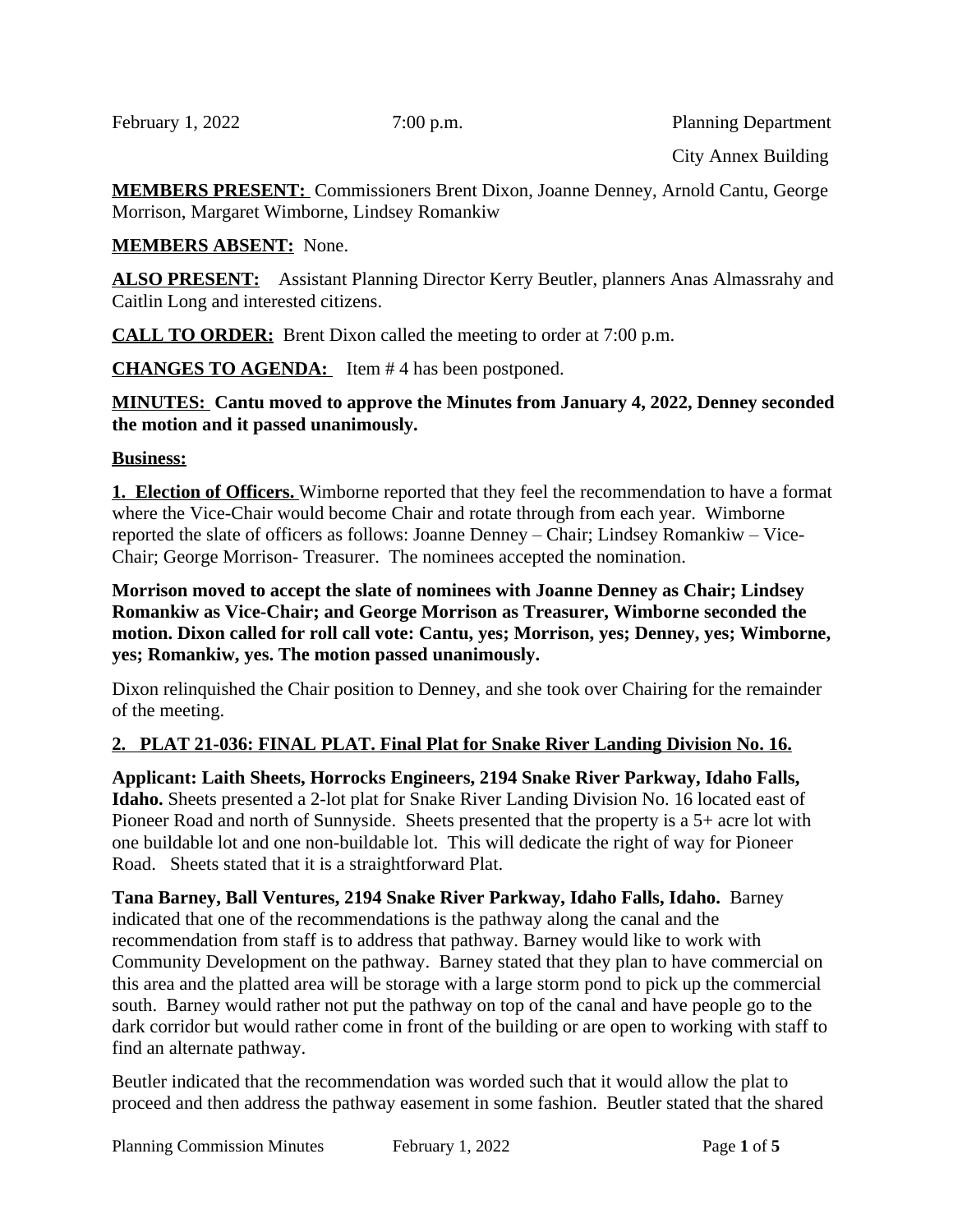February 1, 2022 7:00 p.m. Planning Department

City Annex Building

**MEMBERS PRESENT:** Commissioners Brent Dixon, Joanne Denney, Arnold Cantu, George Morrison, Margaret Wimborne, Lindsey Romankiw

**MEMBERS ABSENT:** None.

**ALSO PRESENT:** Assistant Planning Director Kerry Beutler, planners Anas Almassrahy and Caitlin Long and interested citizens.

**CALL TO ORDER:** Brent Dixon called the meeting to order at 7:00 p.m.

**CHANGES TO AGENDA:** Item # 4 has been postponed.

**MINUTES: Cantu moved to approve the Minutes from January 4, 2022, Denney seconded the motion and it passed unanimously.**

**Business:**

**1. Election of Officers.** Wimborne reported that they feel the recommendation to have a format where the Vice-Chair would become Chair and rotate through from each year. Wimborne reported the slate of officers as follows: Joanne Denney – Chair; Lindsey Romankiw – Vice-Chair; George Morrison- Treasurer. The nominees accepted the nomination.

**Morrison moved to accept the slate of nominees with Joanne Denney as Chair; Lindsey Romankiw as Vice-Chair; and George Morrison as Treasurer, Wimborne seconded the motion. Dixon called for roll call vote: Cantu, yes; Morrison, yes; Denney, yes; Wimborne, yes; Romankiw, yes. The motion passed unanimously.**

Dixon relinquished the Chair position to Denney, and she took over Chairing for the remainder of the meeting.

**2. PLAT 21-036: FINAL PLAT. Final Plat for Snake River Landing Division No. 16.**

**Applicant: Laith Sheets, Horrocks Engineers, 2194 Snake River Parkway, Idaho Falls, Idaho.** Sheets presented a 2-lot plat for Snake River Landing Division No. 16 located east of Pioneer Road and north of Sunnyside. Sheets presented that the property is a 5+ acre lot with one buildable lot and one non-buildable lot. This will dedicate the right of way for Pioneer Road. Sheets stated that it is a straightforward Plat.

**Tana Barney, Ball Ventures, 2194 Snake River Parkway, Idaho Falls, Idaho.** Barney indicated that one of the recommendations is the pathway along the canal and the recommendation from staff is to address that pathway. Barney would like to work with Community Development on the pathway. Barney stated that they plan to have commercial on this area and the platted area will be storage with a large storm pond to pick up the commercial south. Barney would rather not put the pathway on top of the canal and have people go to the dark corridor but would rather come in front of the building or are open to working with staff to find an alternate pathway.

Beutler indicated that the recommendation was worded such that it would allow the plat to proceed and then address the pathway easement in some fashion. Beutler stated that the shared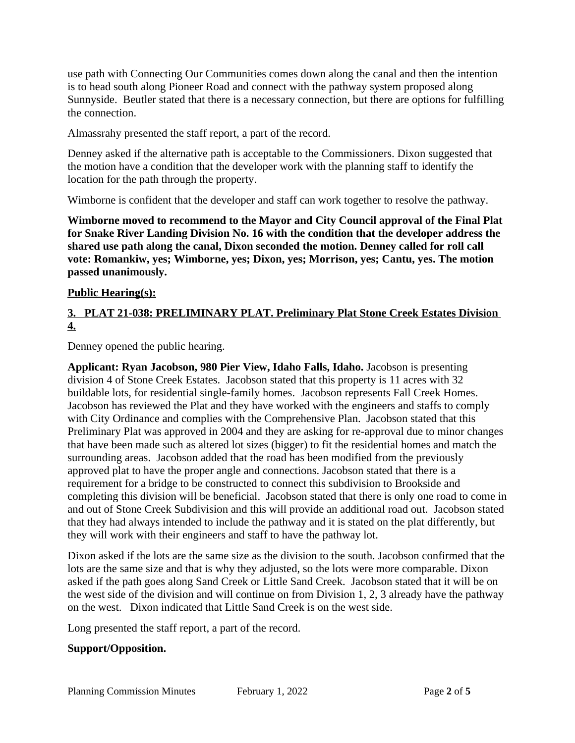use path with Connecting Our Communities comes down along the canal and then the intention is to head south along Pioneer Road and connect with the pathway system proposed along Sunnyside. Beutler stated that there is a necessary connection, but there are options for fulfilling the connection.

Almassrahy presented the staff report, a part of the record.

Denney asked if the alternative path is acceptable to the Commissioners. Dixon suggested that the motion have a condition that the developer work with the planning staff to identify the location for the path through the property.

Wimborne is confident that the developer and staff can work together to resolve the pathway.

**Wimborne moved to recommend to the Mayor and City Council approval of the Final Plat for Snake River Landing Division No. 16 with the condition that the developer address the shared use path along the canal, Dixon seconded the motion. Denney called for roll call vote: Romankiw, yes; Wimborne, yes; Dixon, yes; Morrison, yes; Cantu, yes. The motion passed unanimously.**

**Public Hearing(s):**

**3. PLAT 21-038: PRELIMINARY PLAT. Preliminary Plat Stone Creek Estates Division 4.**

Denney opened the public hearing.

**Applicant: Ryan Jacobson, 980 Pier View, Idaho Falls, Idaho.** Jacobson is presenting division 4 of Stone Creek Estates. Jacobson stated that this property is 11 acres with 32 buildable lots, for residential single-family homes. Jacobson represents Fall Creek Homes. Jacobson has reviewed the Plat and they have worked with the engineers and staffs to comply with City Ordinance and complies with the Comprehensive Plan. Jacobson stated that this Preliminary Plat was approved in 2004 and they are asking for re-approval due to minor changes that have been made such as altered lot sizes (bigger) to fit the residential homes and match the surrounding areas. Jacobson added that the road has been modified from the previously approved plat to have the proper angle and connections. Jacobson stated that there is a requirement for a bridge to be constructed to connect this subdivision to Brookside and completing this division will be beneficial. Jacobson stated that there is only one road to come in and out of Stone Creek Subdivision and this will provide an additional road out. Jacobson stated that they had always intended to include the pathway and it is stated on the plat differently, but they will work with their engineers and staff to have the pathway lot.

Dixon asked if the lots are the same size as the division to the south. Jacobson confirmed that the lots are the same size and that is why they adjusted, so the lots were more comparable. Dixon asked if the path goes along Sand Creek or Little Sand Creek. Jacobson stated that it will be on the west side of the division and will continue on from Division 1, 2, 3 already have the pathway on the west. Dixon indicated that Little Sand Creek is on the west side.

Long presented the staff report, a part of the record.

**Support/Opposition.**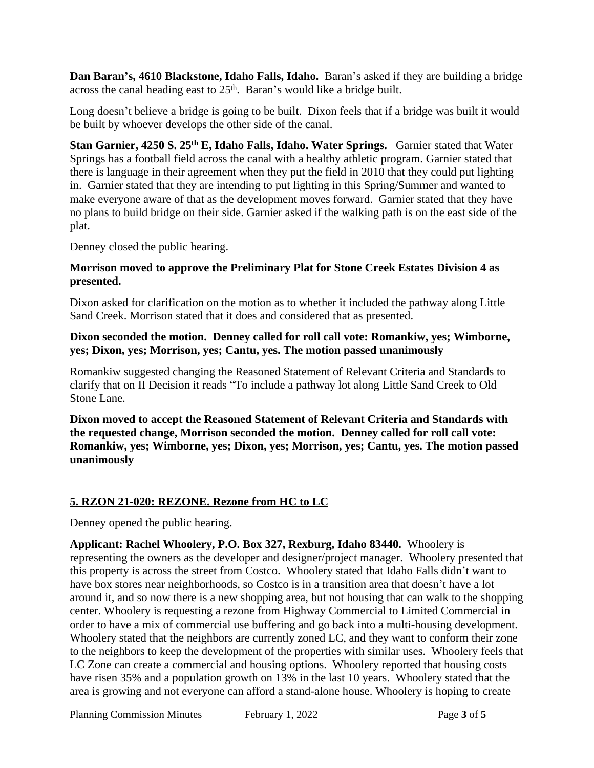**Dan Baran's, 4610 Blackstone, Idaho Falls, Idaho.** Baran's asked if they are building a bridge across the canal heading east to 25th. Baran's would like a bridge built.

Long doesn't believe a bridge is going to be built. Dixon feels that if a bridge was built it would be built by whoever develops the other side of the canal.

**Stan Garnier, 4250 S. 25th E, Idaho Falls, Idaho. Water Springs.** Garnier stated that Water Springs has a football field across the canal with a healthy athletic program. Garnier stated that there is language in their agreement when they put the field in 2010 that they could put lighting in. Garnier stated that they are intending to put lighting in this Spring/Summer and wanted to make everyone aware of that as the development moves forward. Garnier stated that they have no plans to build bridge on their side. Garnier asked if the walking path is on the east side of the plat.

Denney closed the public hearing.

**Morrison moved to approve the Preliminary Plat for Stone Creek Estates Division 4 as presented.**

Dixon asked for clarification on the motion as to whether it included the pathway along Little Sand Creek. Morrison stated that it does and considered that as presented.

**Dixon seconded the motion. Denney called for roll call vote: Romankiw, yes; Wimborne, yes; Dixon, yes; Morrison, yes; Cantu, yes. The motion passed unanimously**

Romankiw suggested changing the Reasoned Statement of Relevant Criteria and Standards to clarify that on II Decision it reads "To include a pathway lot along Little Sand Creek to Old Stone Lane.

**Dixon moved to accept the Reasoned Statement of Relevant Criteria and Standards with the requested change, Morrison seconded the motion. Denney called for roll call vote: Romankiw, yes; Wimborne, yes; Dixon, yes; Morrison, yes; Cantu, yes. The motion passed unanimously**

## 5. RZON 21-020: REZONE. Rezone from HC to LC

Denney opened the public hearing.

**Applicant: Rachel Whoolery, P.O. Box 327, Rexburg, Idaho 83440.** Whoolery is representing the owners as the developer and designer/project manager. Whoolery presented that this property is across the street from Costco. Whoolery stated that Idaho Falls didn't want to have box stores near neighborhoods, so Costco is in a transition area that doesn't have a lot around it, and so now there is a new shopping area, but not housing that can walk to the shopping center. Whoolery is requesting a rezone from Highway Commercial to Limited Commercial in order to have a mix of commercial use buffering and go back into a multi-housing development. Whoolery stated that the neighbors are currently zoned LC, and they want to conform their zone to the neighbors to keep the development of the properties with similar uses. Whoolery feels that LC Zone can create a commercial and housing options. Whoolery reported that housing costs have risen 35% and a population growth on 13% in the last 10 years. Whoolery stated that the area is growing and not everyone can afford a stand-alone house. Whoolery is hoping to create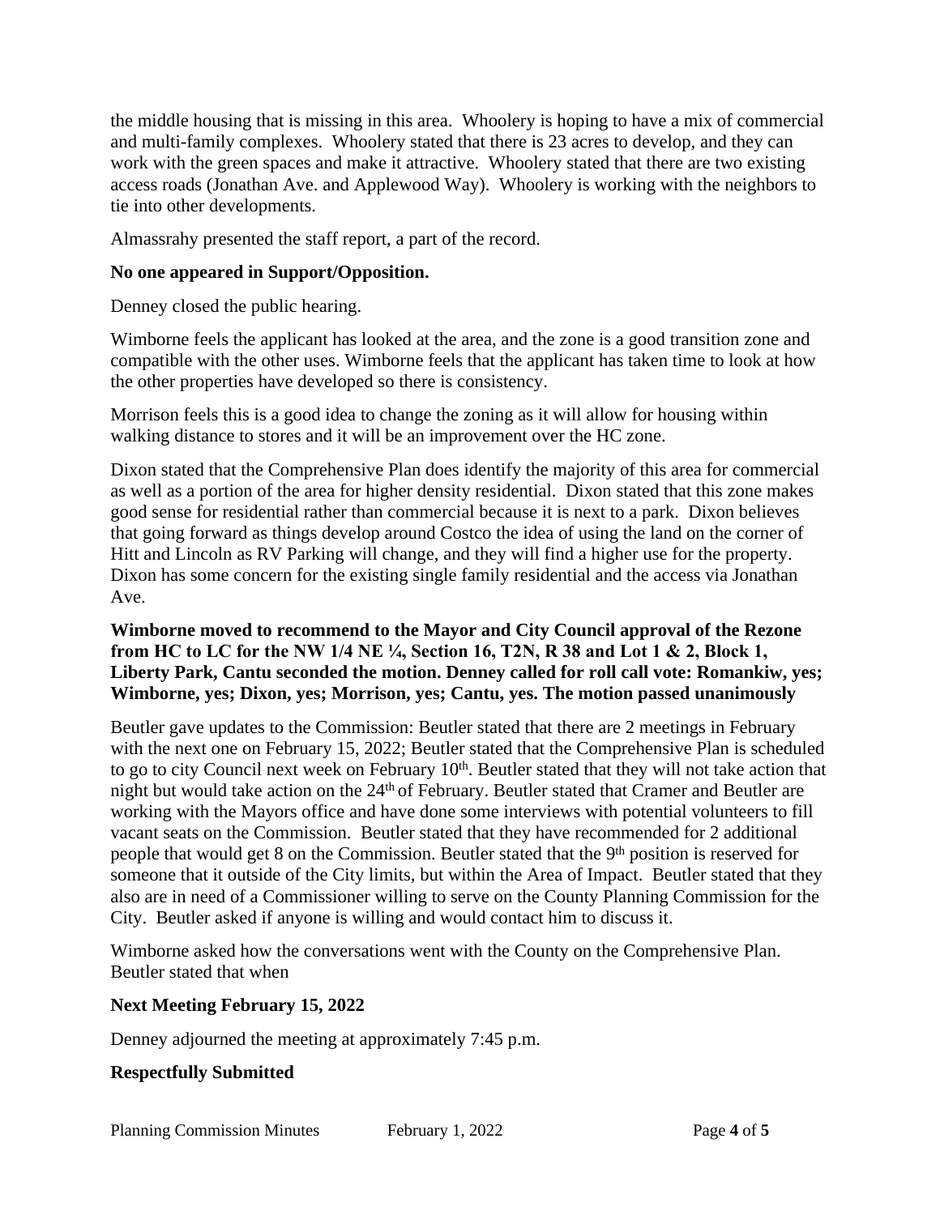the middle housing that is missing in this area. Whoolery is hoping to have a mix of commercial and multi-family complexes. Whoolery stated that there is 23 acres to develop, and they can work with the green spaces and make it attractive. Whoolery stated that there are two existing access roads (Jonathan Ave. and Applewood Way). Whoolery is working with the neighbors to tie into other developments.

Almassrahy presented the staff report, a part of the record.

**No one appeared in Support/Opposition.**

Denney closed the public hearing.

Wimborne feels the applicant has looked at the area, and the zone is a good transition zone and compatible with the other uses. Wimborne feels that the applicant has taken time to look at how the other properties have developed so there is consistency.

Morrison feels this is a good idea to change the zoning as it will allow for housing within walking distance to stores and it will be an improvement over the HC zone.

Dixon stated that the Comprehensive Plan does identify the majority of this area for commercial as well as a portion of the area for higher density residential. Dixon stated that this zone makes good sense for residential rather than commercial because it is next to a park. Dixon believes that going forward as things develop around Costco the idea of using the land on the corner of Hitt and Lincoln as RV Parking will change, and they will find a higher use for the property. Dixon has some concern for the existing single family residential and the access via Jonathan Ave.

**Wimborne moved to recommend to the Mayor and City Council approval of the Rezone from HC to LC for the NW 1/4 NE ¼, Section 16, T2N, R 38 and Lot 1 & 2, Block 1, Liberty Park, Cantu seconded the motion. Denney called for roll call vote: Romankiw, yes; Wimborne, yes; Dixon, yes; Morrison, yes; Cantu, yes. The motion passed unanimously**

Beutler gave updates to the Commission: Beutler stated that there are 2 meetings in February with the next one on February 15, 2022; Beutler stated that the Comprehensive Plan is scheduled to go to city Council next week on February 10th. Beutler stated that they will not take action that night but would take action on the 24th of February. Beutler stated that Cramer and Beutler are working with the Mayors office and have done some interviews with potential volunteers to fill vacant seats on the Commission. Beutler stated that they have recommended for 2 additional people that would get 8 on the Commission. Beutler stated that the 9th position is reserved for someone that it outside of the City limits, but within the Area of Impact. Beutler stated that they also are in need of a Commissioner willing to serve on the County Planning Commission for the City. Beutler asked if anyone is willing and would contact him to discuss it.

Wimborne asked how the conversations went with the County on the Comprehensive Plan. Beutler stated that when

**Next Meeting February 15, 2022**

Denney adjourned the meeting at approximately 7:45 p.m.

**Respectfully Submitted**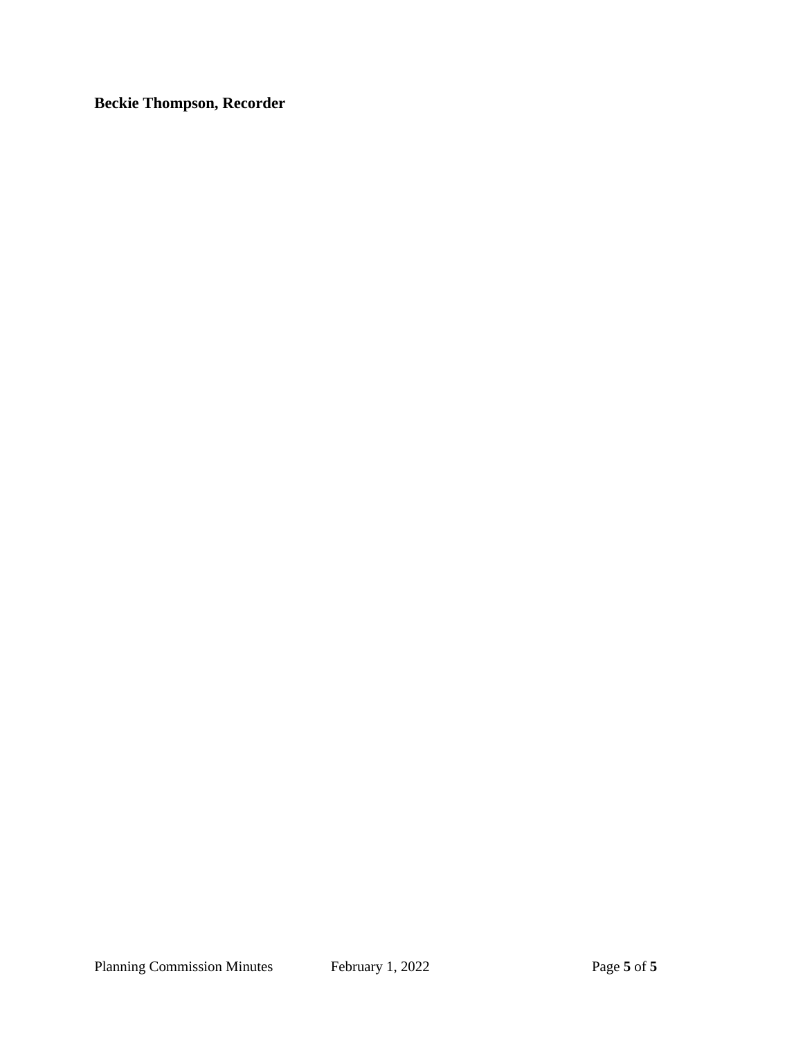**Beckie Thompson, Recorder**